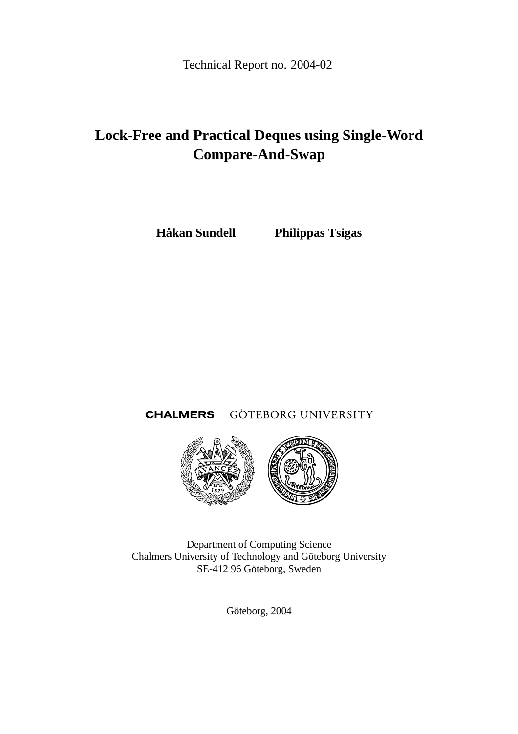Technical Report no. 2004-02

# Lock-Free and Practical Deques using Single-Word Compare-And-Swap

**Håkan Sundell** **Philippas Tsigas**

CHALMERS | GÖTEBORG UNIVERSITY

Department of Computing Science
Chalmers University of Technology and Göteborg University
SE-412 96 Göteborg, Sweden

Göteborg, 2004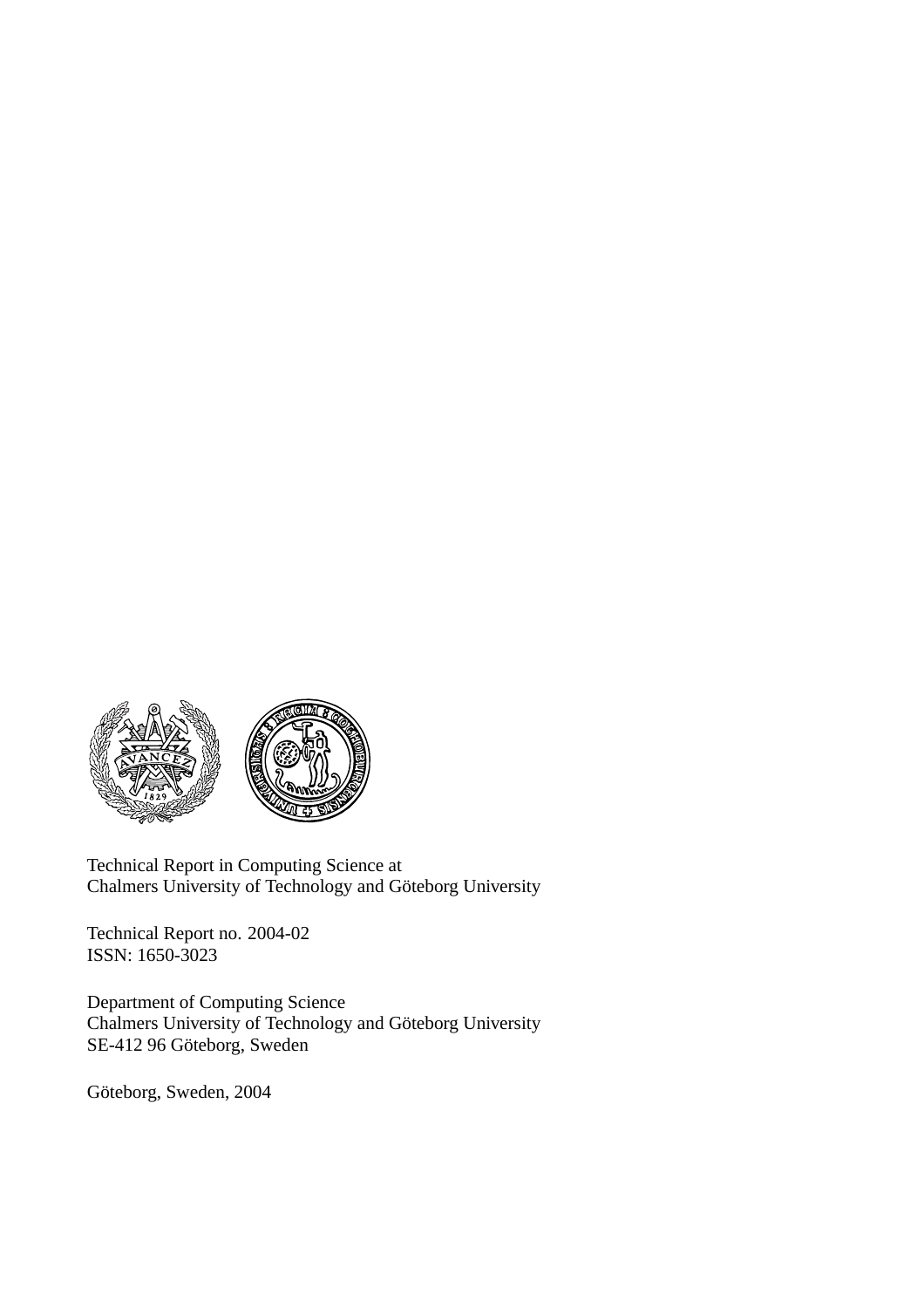Technical Report in Computing Science at
Chalmers University of Technology and Göteborg University

Technical Report no. 2004-02
ISSN: 1650-3023

Department of Computing Science
Chalmers University of Technology and Göteborg University
SE-412 96 Göteborg, Sweden

Göteborg, Sweden, 2004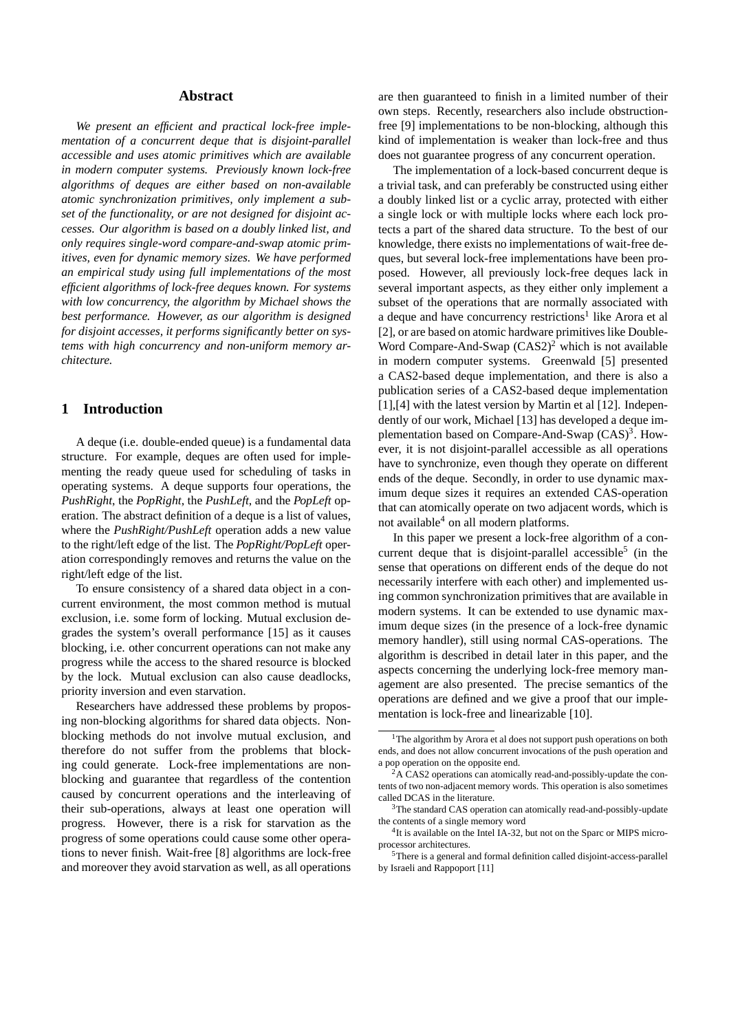## Abstract

*We present an efficient and practical lock-free implementation of a concurrent deque that is disjoint-parallel accessible and uses atomic primitives which are available in modern computer systems. Previously known lock-free algorithms of deques are either based on non-available atomic synchronization primitives, only implement a subset of the functionality, or are not designed for disjoint accesses. Our algorithm is based on a doubly linked list, and only requires single-word compare-and-swap atomic primitives, even for dynamic memory sizes. We have performed an empirical study using full implementations of the most efficient algorithms of lock-free deques known. For systems with low concurrency, the algorithm by Michael shows the best performance. However, as our algorithm is designed for disjoint accesses, it performs significantly better on systems with high concurrency and non-uniform memory architecture.*

## 1 Introduction

A deque (i.e. double-ended queue) is a fundamental data structure. For example, deques are often used for implementing the ready queue used for scheduling of tasks in operating systems. A deque supports four operations, the *PushRight*, the *PopRight*, the *PushLeft*, and the *PopLeft* operation. The abstract definition of a deque is a list of values, where the *PushRight/PushLeft* operation adds a new value to the right/left edge of the list. The *PopRight/PopLeft* operation correspondingly removes and returns the value on the right/left edge of the list.

To ensure consistency of a shared data object in a concurrent environment, the most common method is mutual exclusion, i.e. some form of locking. Mutual exclusion degrades the system's overall performance [15] as it causes blocking, i.e. other concurrent operations can not make any progress while the access to the shared resource is blocked by the lock. Mutual exclusion can also cause deadlocks, priority inversion and even starvation.

Researchers have addressed these problems by proposing non-blocking algorithms for shared data objects. Non-blocking methods do not involve mutual exclusion, and therefore do not suffer from the problems that blocking could generate. Lock-free implementations are non-blocking and guarantee that regardless of the contention caused by concurrent operations and the interleaving of their sub-operations, always at least one operation will progress. However, there is a risk for starvation as the progress of some operations could cause some other operations to never finish. Wait-free [8] algorithms are lock-free and moreover they avoid starvation as well, as all operations are then guaranteed to finish in a limited number of their own steps. Recently, researchers also include obstruction-free [9] implementations to be non-blocking, although this kind of implementation is weaker than lock-free and thus does not guarantee progress of any concurrent operation.

The implementation of a lock-based concurrent deque is a trivial task, and can preferably be constructed using either a doubly linked list or a cyclic array, protected with either a single lock or with multiple locks where each lock protects a part of the shared data structure. To the best of our knowledge, there exists no implementations of wait-free deques, but several lock-free implementations have been proposed. However, all previously lock-free deques lack in several important aspects, as they either only implement a subset of the operations that are normally associated with a deque and have concurrency restrictions[1] like Arora et al [2], or are based on atomic hardware primitives like Double-Word Compare-And-Swap (CAS2)[2] which is not available in modern computer systems. Greenwald [5] presented a CAS2-based deque implementation, and there is also a publication series of a CAS2-based deque implementation [1],[4] with the latest version by Martin et al [12]. Independently of our work, Michael [13] has developed a deque implementation based on Compare-And-Swap (CAS)[3]. However, it is not disjoint-parallel accessible as all operations have to synchronize, even though they operate on different ends of the deque. Secondly, in order to use dynamic maximum deque sizes it requires an extended CAS-operation that can atomically operate on two adjacent words, which is not available[4] on all modern platforms.

In this paper we present a lock-free algorithm of a concurrent deque that is disjoint-parallel accessible[5] (in the sense that operations on different ends of the deque do not necessarily interfere with each other) and implemented using common synchronization primitives that are available in modern systems. It can be extended to use dynamic maximum deque sizes (in the presence of a lock-free dynamic memory handler), still using normal CAS-operations. The algorithm is described in detail later in this paper, and the aspects concerning the underlying lock-free memory management are also presented. The precise semantics of the operations are defined and we give a proof that our implementation is lock-free and linearizable [10].

---

[1] The algorithm by Arora et al does not support push operations on both ends, and does not allow concurrent invocations of the push operation and a pop operation on the opposite end.

[2] A CAS2 operations can atomically read-and-possibly-update the contents of two non-adjacent memory words. This operation is also sometimes called DCAS in the literature.

[3] The standard CAS operation can atomically read-and-possibly-update the contents of a single memory word

[4] It is available on the Intel IA-32, but not on the Sparc or MIPS microprocessor architectures.

[5] There is a general and formal definition called disjoint-access-parallel by Israeli and Rappoport [11]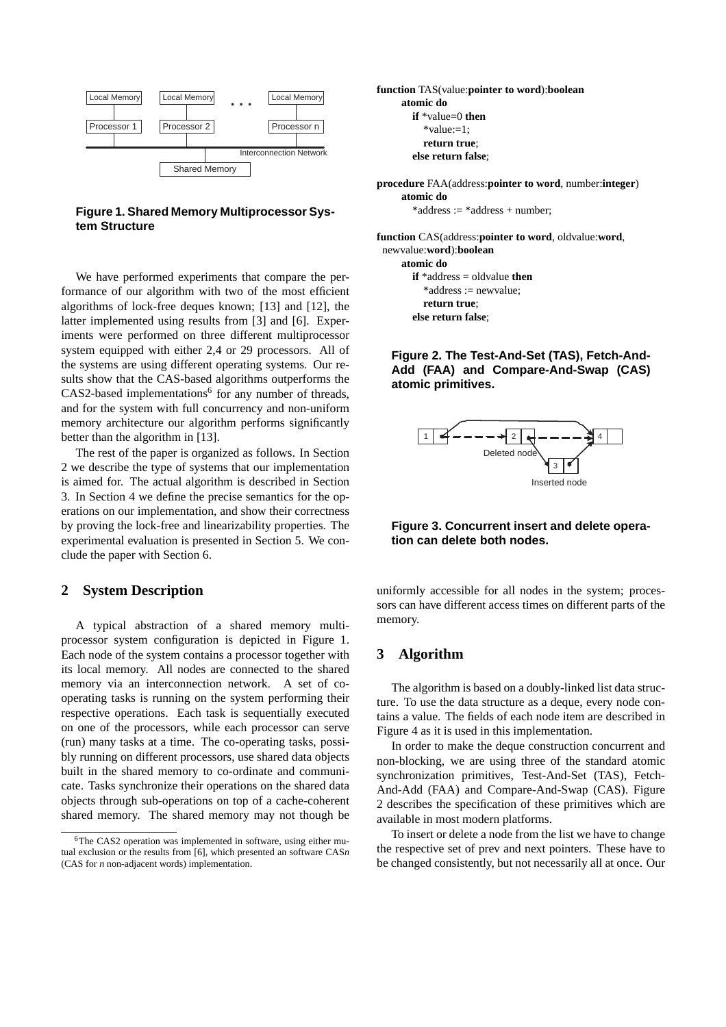**Figure 1. Shared Memory Multiprocessor System Structure**

We have performed experiments that compare the performance of our algorithm with two of the most efficient algorithms of lock-free deques known; [13] and [12], the latter implemented using results from [3] and [6]. Experiments were performed on three different multiprocessor system equipped with either 2,4 or 29 processors. All of the systems are using different operating systems. Our results show that the CAS-based algorithms outperforms the CAS2-based implementations[6] for any number of threads, and for the system with full concurrency and non-uniform memory architecture our algorithm performs significantly better than the algorithm in [13].

The rest of the paper is organized as follows. In Section 2 we describe the type of systems that our implementation is aimed for. The actual algorithm is described in Section 3. In Section 4 we define the precise semantics for the operations on our implementation, and show their correctness by proving the lock-free and linearizability properties. The experimental evaluation is presented in Section 5. We conclude the paper with Section 6.

## 2 System Description

A typical abstraction of a shared memory multi-processor system configuration is depicted in Figure 1. Each node of the system contains a processor together with its local memory. All nodes are connected to the shared memory via an interconnection network. A set of co-operating tasks is running on the system performing their respective operations. Each task is sequentially executed on one of the processors, while each processor can serve (run) many tasks at a time. The co-operating tasks, possibly running on different processors, use shared data objects built in the shared memory to co-ordinate and communicate. Tasks synchronize their operations on the shared data objects through sub-operations on top of a cache-coherent shared memory. The shared memory may not though be uniformly accessible for all nodes in the system; processors can have different access times on different parts of the memory.

[6]The CAS2 operation was implemented in software, using either mutual exclusion or the results from [6], which presented an software CAS*n* (CAS for *n* non-adjacent words) implementation.

```
function TAS(value:pointer to word):boolean
    atomic do
        if *value=0 then
            *value:=1;
            return true;
        else return false;

procedure FAA(address:pointer to word, number:integer)
    atomic do
        *address := *address + number;

function CAS(address:pointer to word, oldvalue:word,
  newvalue:word):boolean
    atomic do
        if *address = oldvalue then
            *address := newvalue;
            return true;
        else return false;
```

**Figure 2. The Test-And-Set (TAS), Fetch-And-Add (FAA) and Compare-And-Swap (CAS) atomic primitives.**

**Figure 3. Concurrent insert and delete operation can delete both nodes.**

## 3 Algorithm

The algorithm is based on a doubly-linked list data structure. To use the data structure as a deque, every node contains a value. The fields of each node item are described in Figure 4 as it is used in this implementation.

In order to make the deque construction concurrent and non-blocking, we are using three of the standard atomic synchronization primitives, Test-And-Set (TAS), Fetch-And-Add (FAA) and Compare-And-Swap (CAS). Figure 2 describes the specification of these primitives which are available in most modern platforms.

To insert or delete a node from the list we have to change the respective set of prev and next pointers. These have to be changed consistently, but not necessarily all at once. Our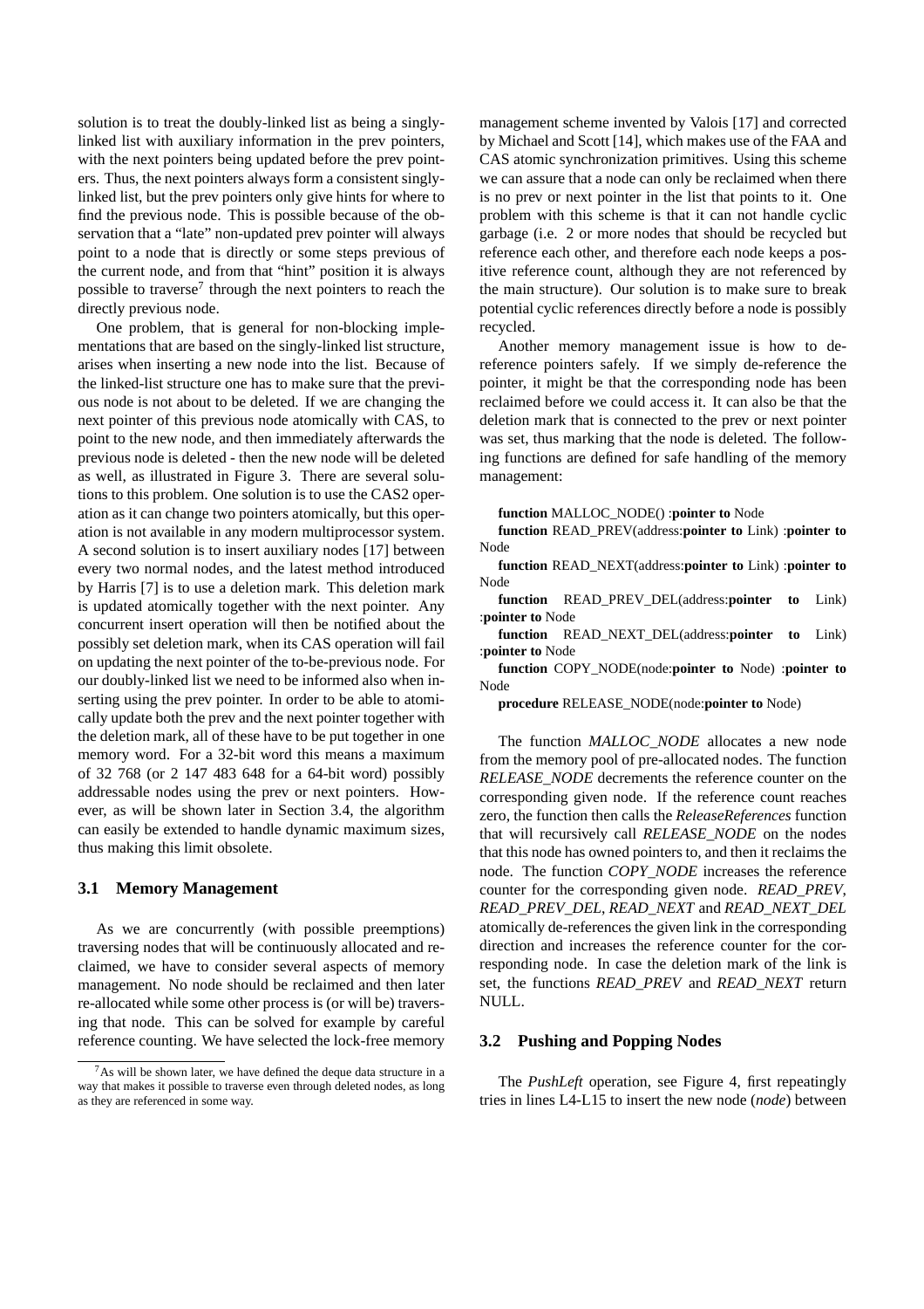solution is to treat the doubly-linked list as being a singly-linked list with auxiliary information in the prev pointers, with the next pointers being updated before the prev pointers. Thus, the next pointers always form a consistent singly-linked list, but the prev pointers only give hints for where to find the previous node. This is possible because of the observation that a "late" non-updated prev pointer will always point to a node that is directly or some steps previous of the current node, and from that "hint" position it is always possible to traverse[7] through the next pointers to reach the directly previous node.

One problem, that is general for non-blocking implementations that are based on the singly-linked list structure, arises when inserting a new node into the list. Because of the linked-list structure one has to make sure that the previous node is not about to be deleted. If we are changing the next pointer of this previous node atomically with CAS, to point to the new node, and then immediately afterwards the previous node is deleted - then the new node will be deleted as well, as illustrated in Figure 3. There are several solutions to this problem. One solution is to use the CAS2 operation as it can change two pointers atomically, but this operation is not available in any modern multiprocessor system. A second solution is to insert auxiliary nodes [17] between every two normal nodes, and the latest method introduced by Harris [7] is to use a deletion mark. This deletion mark is updated atomically together with the next pointer. Any concurrent insert operation will then be notified about the possibly set deletion mark, when its CAS operation will fail on updating the next pointer of the to-be-previous node. For our doubly-linked list we need to be informed also when inserting using the prev pointer. In order to be able to atomically update both the prev and the next pointer together with the deletion mark, all of these have to be put together in one memory word. For a 32-bit word this means a maximum of 32 768 (or 2 147 483 648 for a 64-bit word) possibly addressable nodes using the prev or next pointers. However, as will be shown later in Section 3.4, the algorithm can easily be extended to handle dynamic maximum sizes, thus making this limit obsolete.

### 3.1 Memory Management

As we are concurrently (with possible preemptions) traversing nodes that will be continuously allocated and reclaimed, we have to consider several aspects of memory management. No node should be reclaimed and then later re-allocated while some other process is (or will be) traversing that node. This can be solved for example by careful reference counting. We have selected the lock-free memory management scheme invented by Valois [17] and corrected by Michael and Scott [14], which makes use of the FAA and CAS atomic synchronization primitives. Using this scheme we can assure that a node can only be reclaimed when there is no prev or next pointer in the list that points to it. One problem with this scheme is that it can not handle cyclic garbage (i.e. 2 or more nodes that should be recycled but reference each other, and therefore each node keeps a positive reference count, although they are not referenced by the main structure). Our solution is to make sure to break potential cyclic references directly before a node is possibly recycled.

Another memory management issue is how to de-reference pointers safely. If we simply de-reference the pointer, it might be that the corresponding node has been reclaimed before we could access it. It can also be that the deletion mark that is connected to the prev or next pointer was set, thus marking that the node is deleted. The following functions are defined for safe handling of the memory management:

**function** MALLOC_NODE() :**pointer to** Node

**function** READ_PREV(address:**pointer to** Link) :**pointer to** Node

**function** READ_NEXT(address:**pointer to** Link) :**pointer to** Node

**function** READ_PREV_DEL(address:**pointer to** Link) :**pointer to** Node

**function** READ_NEXT_DEL(address:**pointer to** Link) :**pointer to** Node

**function** COPY_NODE(node:**pointer to** Node) :**pointer to** Node

**procedure** RELEASE_NODE(node:**pointer to** Node)

The function *MALLOC_NODE* allocates a new node from the memory pool of pre-allocated nodes. The function *RELEASE_NODE* decrements the reference counter on the corresponding given node. If the reference count reaches zero, the function then calls the *ReleaseReferences* function that will recursively call *RELEASE_NODE* on the nodes that this node has owned pointers to, and then it reclaims the node. The function *COPY_NODE* increases the reference counter for the corresponding given node. *READ_PREV*, *READ_PREV_DEL*, *READ_NEXT* and *READ_NEXT_DEL* atomically de-references the given link in the corresponding direction and increases the reference counter for the corresponding node. In case the deletion mark of the link is set, the functions *READ_PREV* and *READ_NEXT* return NULL.

### 3.2 Pushing and Popping Nodes

The *PushLeft* operation, see Figure 4, first repeatingly tries in lines L4-L15 to insert the new node (*node*) between

[7] As will be shown later, we have defined the deque data structure in a way that makes it possible to traverse even through deleted nodes, as long as they are referenced in some way.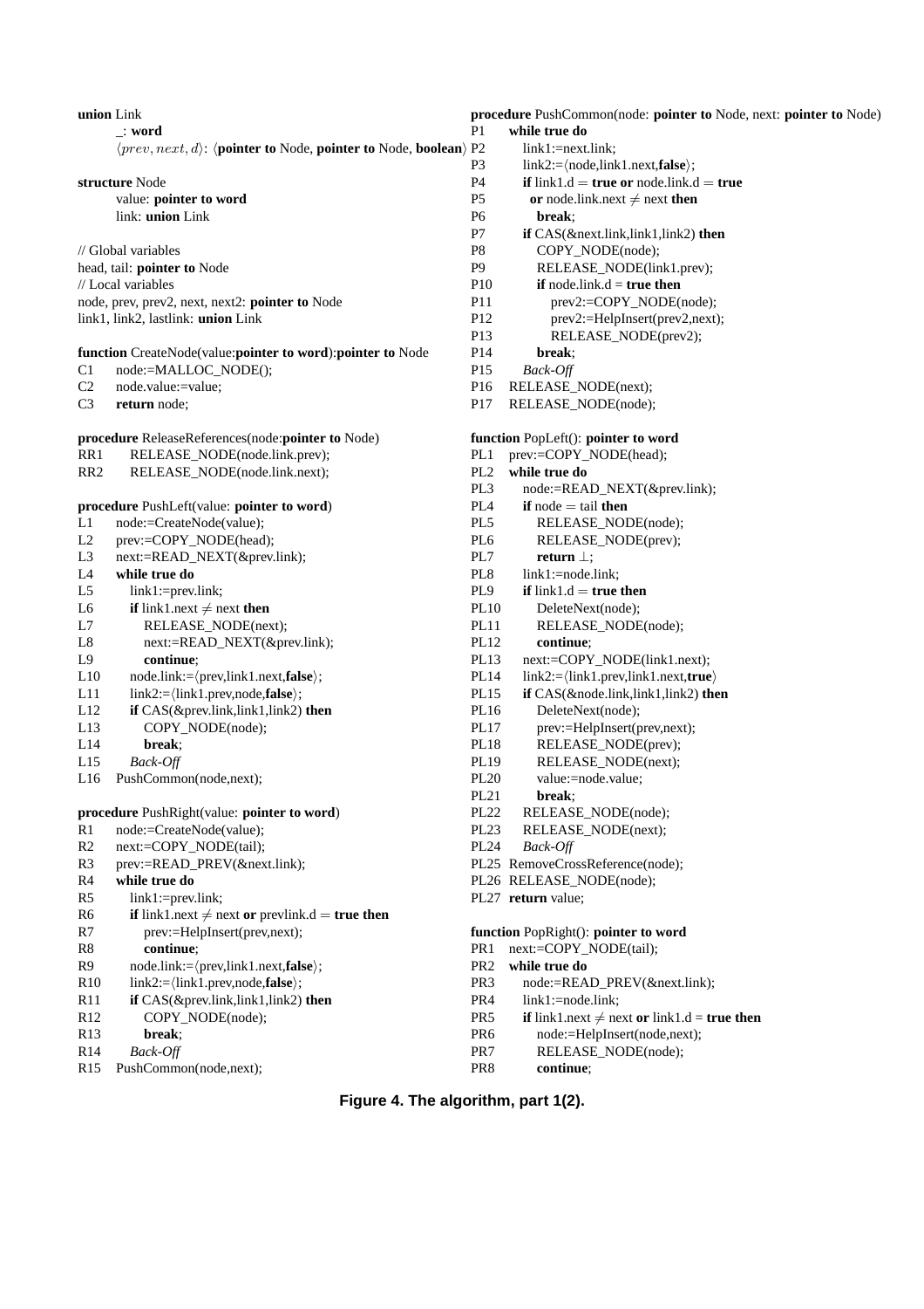```
union Link
    _: word
    ⟨prev, next, d⟩: ⟨pointer to Node, pointer to Node, boolean⟩

structure Node
    value: pointer to word
    link: union Link

// Global variables
head, tail: pointer to Node
// Local variables
node, prev, prev2, next, next2: pointer to Node
link1, link2, lastlink: union Link

function CreateNode(value:pointer to word):pointer to Node
C1    node:=MALLOC_NODE();
C2    node.value:=value;
C3    return node;

procedure ReleaseReferences(node:pointer to Node)
RR1     RELEASE_NODE(node.link.prev);
RR2     RELEASE_NODE(node.link.next);

procedure PushLeft(value: pointer to word)
L1    node:=CreateNode(value);
L2    prev:=COPY_NODE(head);
L3    next:=READ_NEXT(&prev.link);
L4    while true do
L5      link1:=prev.link;
L6      if link1.next ≠ next then
L7        RELEASE_NODE(next);
L8        next:=READ_NEXT(&prev.link);
L9        continue;
L10     node.link:=⟨prev,link1.next,false⟩;
L11     link2:=⟨link1.prev,node,false⟩;
L12     if CAS(&prev.link,link1,link2) then
L13       COPY_NODE(node);
L14       break;
L15     Back-Off
L16   PushCommon(node,next);

procedure PushRight(value: pointer to word)
R1    node:=CreateNode(value);
R2    next:=COPY_NODE(tail);
R3    prev:=READ_PREV(&next.link);
R4    while true do
R5      link1:=prev.link;
R6      if link1.next ≠ next or prevlink.d = true then
R7        prev:=HelpInsert(prev,next);
R8        continue;
R9      node.link:=⟨prev,link1.next,false⟩;
R10     link2:=⟨link1.prev,node,false⟩;
R11     if CAS(&prev.link,link1,link2) then
R12       COPY_NODE(node);
R13       break;
R14     Back-Off
R15   PushCommon(node,next);

procedure PushCommon(node: pointer to Node, next: pointer to Node)
P1    while true do
P2      link1:=next.link;
P3      link2:=⟨node,link1.next,false⟩;
P4      if link1.d = true or node.link.d = true
P5       or node.link.next ≠ next then
P6        break;
P7      if CAS(&next.link,link1,link2) then
P8        COPY_NODE(node);
P9        RELEASE_NODE(link1.prev);
P10       if node.link.d = true then
P11         prev2:=COPY_NODE(node);
P12         prev2:=HelpInsert(prev2,next);
P13         RELEASE_NODE(prev2);
P14       break;
P15     Back-Off
P16   RELEASE_NODE(next);
P17   RELEASE_NODE(node);

function PopLeft(): pointer to word
PL1   prev:=COPY_NODE(head);
PL2   while true do
PL3     node:=READ_NEXT(&prev.link);
PL4     if node = tail then
PL5       RELEASE_NODE(node);
PL6       RELEASE_NODE(prev);
PL7       return ⊥;
PL8     link1:=node.link;
PL9     if link1.d = true then
PL10      DeleteNext(node);
PL11      RELEASE_NODE(node);
PL12      continue;
PL13    next:=COPY_NODE(link1.next);
PL14    link2:=⟨link1.prev,link1.next,true⟩
PL15    if CAS(&node.link,link1,link2) then
PL16      DeleteNext(node);
PL17      prev:=HelpInsert(prev,next);
PL18      RELEASE_NODE(prev);
PL19      RELEASE_NODE(next);
PL20      value:=node.value;
PL21      break;
PL22    RELEASE_NODE(node);
PL23    RELEASE_NODE(next);
PL24    Back-Off
PL25  RemoveCrossReference(node);
PL26  RELEASE_NODE(node);
PL27  return value;

function PopRight(): pointer to word
PR1   next:=COPY_NODE(tail);
PR2   while true do
PR3     node:=READ_PREV(&next.link);
PR4     link1:=node.link;
PR5     if link1.next ≠ next or link1.d = true then
PR6       node:=HelpInsert(node,next);
PR7       RELEASE_NODE(node);
PR8       continue;
```

**Figure 4. The algorithm, part 1(2).**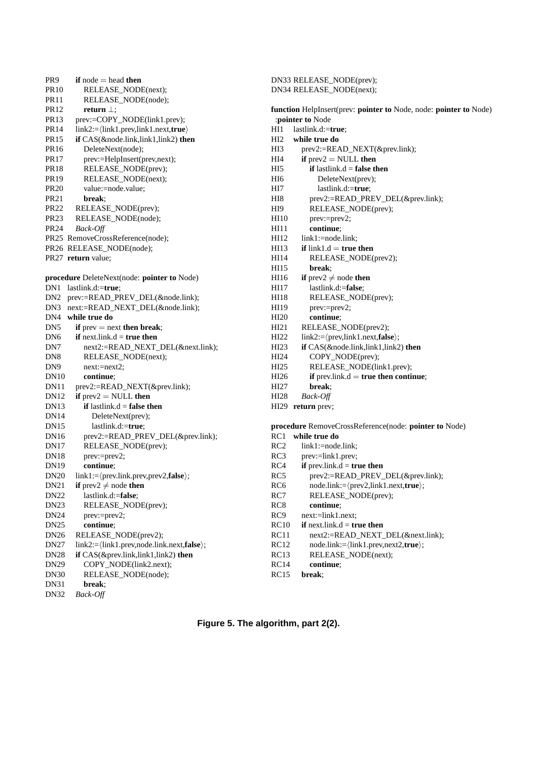```
PR9     if node = head then
PR10        RELEASE_NODE(next);
PR11        RELEASE_NODE(node);
PR12        return ⊥;
PR13    prev:=COPY_NODE(link1.prev);
PR14    link2:=⟨link1.prev,link1.next,true⟩
PR15    if CAS(&node.link,link1,link2) then
PR16        DeleteNext(node);
PR17        prev:=HelpInsert(prev,next);
PR18        RELEASE_NODE(prev);
PR19        RELEASE_NODE(next);
PR20        value:=node.value;
PR21        break;
PR22    RELEASE_NODE(prev);
PR23    RELEASE_NODE(node);
PR24    Back-Off
PR25 RemoveCrossReference(node);
PR26 RELEASE_NODE(node);
PR27 return value;
```

```
procedure DeleteNext(node: pointer to Node)
DN1  lastlink.d:=true;
DN2  prev:=READ_PREV_DEL(&node.link);
DN3  next:=READ_NEXT_DEL(&node.link);
DN4  while true do
DN5      if prev = next then break;
DN6      if next.link.d = true then
DN7          next2:=READ_NEXT_DEL(&next.link);
DN8          RELEASE_NODE(next);
DN9          next:=next2;
DN10         continue;
DN11     prev2:=READ_NEXT(&prev.link);
DN12     if prev2 = NULL then
DN13         if lastlink.d = false then
DN14             DeleteNext(prev);
DN15             lastlink.d:=true;
DN16         prev2:=READ_PREV_DEL(&prev.link);
DN17         RELEASE_NODE(prev);
DN18         prev:=prev2;
DN19         continue;
DN20     link1:=⟨prev.link.prev,prev2,false⟩;
DN21     if prev2 ≠ node then
DN22         lastlink.d:=false;
DN23         RELEASE_NODE(prev);
DN24         prev:=prev2;
DN25         continue;
DN26     RELEASE_NODE(prev2);
DN27     link2:=⟨link1.prev,node.link.next,false⟩;
DN28     if CAS(&prev.link,link1,link2) then
DN29         COPY_NODE(link2.next);
DN30         RELEASE_NODE(node);
DN31         break;
DN32     Back-Off
DN33 RELEASE_NODE(prev);
DN34 RELEASE_NODE(next);
```

```
function HelpInsert(prev: pointer to Node, node: pointer to Node)
  :pointer to Node
HI1  lastlink.d:=true;
HI2  while true do
HI3      prev2:=READ_NEXT(&prev.link);
HI4      if prev2 = NULL then
HI5          if lastlink.d = false then
HI6              DeleteNext(prev);
HI7              lastlink.d:=true;
HI8          prev2:=READ_PREV_DEL(&prev.link);
HI9          RELEASE_NODE(prev);
HI10         prev:=prev2;
HI11         continue;
HI12     link1:=node.link;
HI13     if link1.d = true then
HI14         RELEASE_NODE(prev2);
HI15         break;
HI16     if prev2 ≠ node then
HI17         lastlink.d:=false;
HI18         RELEASE_NODE(prev);
HI19         prev:=prev2;
HI20         continue;
HI21     RELEASE_NODE(prev2);
HI22     link2:=⟨prev,link1.next,false⟩;
HI23     if CAS(&node.link,link1,link2) then
HI24         COPY_NODE(prev);
HI25         RELEASE_NODE(link1.prev);
HI26         if prev.link.d = true then continue;
HI27         break;
HI28     Back-Off
HI29 return prev;
```

```
procedure RemoveCrossReference(node: pointer to Node)
RC1  while true do
RC2      link1:=node.link;
RC3      prev:=link1.prev;
RC4      if prev.link.d = true then
RC5          prev2:=READ_PREV_DEL(&prev.link);
RC6          node.link:=⟨prev2,link1.next,true⟩;
RC7          RELEASE_NODE(prev);
RC8          continue;
RC9      next:=link1.next;
RC10     if next.link.d = true then
RC11         next2:=READ_NEXT_DEL(&next.link);
RC12         node.link:=⟨link1.prev,next2,true⟩;
RC13         RELEASE_NODE(next);
RC14         continue;
RC15     break;
```

**Figure 5. The algorithm, part 2(2).**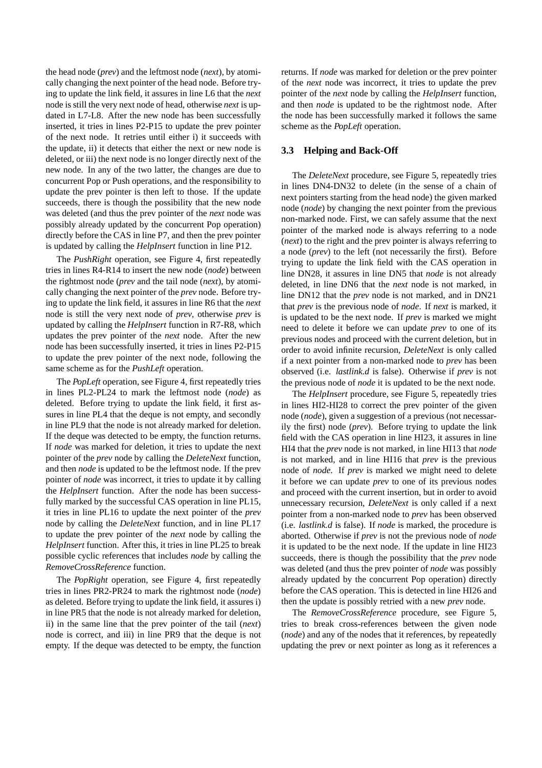the head node (*prev*) and the leftmost node (*next*), by atomically changing the next pointer of the head node. Before trying to update the link field, it assures in line L6 that the *next* node is still the very next node of head, otherwise *next* is updated in L7-L8. After the new node has been successfully inserted, it tries in lines P2-P15 to update the prev pointer of the next node. It retries until either i) it succeeds with the update, ii) it detects that either the next or new node is deleted, or iii) the next node is no longer directly next of the new node. In any of the two latter, the changes are due to concurrent Pop or Push operations, and the responsibility to update the prev pointer is then left to those. If the update succeeds, there is though the possibility that the new node was deleted (and thus the prev pointer of the *next* node was possibly already updated by the concurrent Pop operation) directly before the CAS in line P7, and then the prev pointer is updated by calling the *HelpInsert* function in line P12.

The *PushRight* operation, see Figure 4, first repeatedly tries in lines R4-R14 to insert the new node (*node*) between the rightmost node (*prev* and the tail node (*next*), by atomically changing the next pointer of the *prev* node. Before trying to update the link field, it assures in line R6 that the *next* node is still the very next node of *prev*, otherwise *prev* is updated by calling the *HelpInsert* function in R7-R8, which updates the prev pointer of the *next* node. After the new node has been successfully inserted, it tries in lines P2-P15 to update the prev pointer of the next node, following the same scheme as for the *PushLeft* operation.

The *PopLeft* operation, see Figure 4, first repeatedly tries in lines PL2-PL24 to mark the leftmost node (*node*) as deleted. Before trying to update the link field, it first assures in line PL4 that the deque is not empty, and secondly in line PL9 that the node is not already marked for deletion. If the deque was detected to be empty, the function returns. If *node* was marked for deletion, it tries to update the next pointer of the *prev* node by calling the *DeleteNext* function, and then *node* is updated to be the leftmost node. If the prev pointer of *node* was incorrect, it tries to update it by calling the *HelpInsert* function. After the node has been successfully marked by the successful CAS operation in line PL15, it tries in line PL16 to update the next pointer of the *prev* node by calling the *DeleteNext* function, and in line PL17 to update the prev pointer of the *next* node by calling the *HelpInsert* function. After this, it tries in line PL25 to break possible cyclic references that includes *node* by calling the *RemoveCrossReference* function.

The *PopRight* operation, see Figure 4, first repeatedly tries in lines PR2-PR24 to mark the rightmost node (*node*) as deleted. Before trying to update the link field, it assures i) in line PR5 that the node is not already marked for deletion, ii) in the same line that the prev pointer of the tail (*next*) node is correct, and iii) in line PR9 that the deque is not empty. If the deque was detected to be empty, the function returns. If *node* was marked for deletion or the prev pointer of the *next* node was incorrect, it tries to update the prev pointer of the *next* node by calling the *HelpInsert* function, and then *node* is updated to be the rightmost node. After the node has been successfully marked it follows the same scheme as the *PopLeft* operation.

### 3.3 Helping and Back-Off

The *DeleteNext* procedure, see Figure 5, repeatedly tries in lines DN4-DN32 to delete (in the sense of a chain of next pointers starting from the head node) the given marked node (*node*) by changing the next pointer from the previous non-marked node. First, we can safely assume that the next pointer of the marked node is always referring to a node (*next*) to the right and the prev pointer is always referring to a node (*prev*) to the left (not necessarily the first). Before trying to update the link field with the CAS operation in line DN28, it assures in line DN5 that *node* is not already deleted, in line DN6 that the *next* node is not marked, in line DN12 that the *prev* node is not marked, and in DN21 that *prev* is the previous node of *node*. If *next* is marked, it is updated to be the next node. If *prev* is marked we might need to delete it before we can update *prev* to one of its previous nodes and proceed with the current deletion, but in order to avoid infinite recursion, *DeleteNext* is only called if a next pointer from a non-marked node to *prev* has been observed (i.e. *lastlink.d* is false). Otherwise if *prev* is not the previous node of *node* it is updated to be the next node.

The *HelpInsert* procedure, see Figure 5, repeatedly tries in lines HI2-HI28 to correct the prev pointer of the given node (*node*), given a suggestion of a previous (not necessarily the first) node (*prev*). Before trying to update the link field with the CAS operation in line HI23, it assures in line HI4 that the *prev* node is not marked, in line HI13 that *node* is not marked, and in line HI16 that *prev* is the previous node of *node*. If *prev* is marked we might need to delete it before we can update *prev* to one of its previous nodes and proceed with the current insertion, but in order to avoid unnecessary recursion, *DeleteNext* is only called if a next pointer from a non-marked node to *prev* has been observed (i.e. *lastlink.d* is false). If *node* is marked, the procedure is aborted. Otherwise if *prev* is not the previous node of *node* it is updated to be the next node. If the update in line HI23 succeeds, there is though the possibility that the *prev* node was deleted (and thus the prev pointer of *node* was possibly already updated by the concurrent Pop operation) directly before the CAS operation. This is detected in line HI26 and then the update is possibly retried with a new *prev* node.

The *RemoveCrossReference* procedure, see Figure 5, tries to break cross-references between the given node (*node*) and any of the nodes that it references, by repeatedly updating the prev or next pointer as long as it references a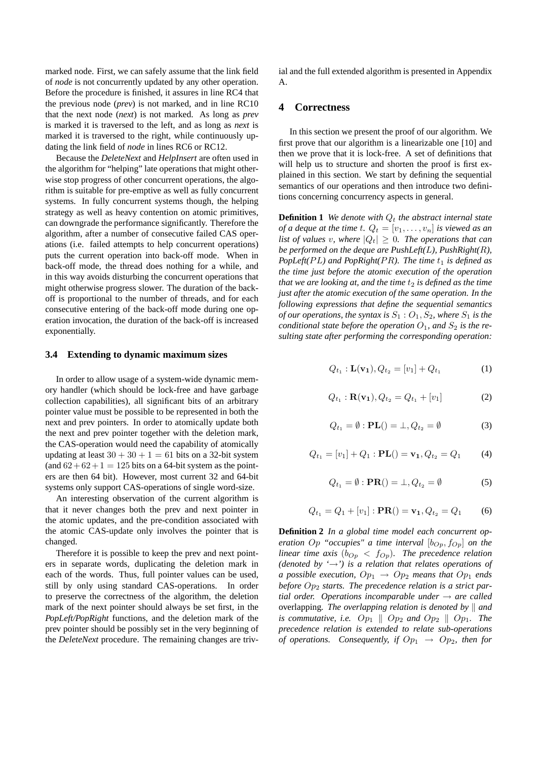marked node. First, we can safely assume that the link field of *node* is not concurrently updated by any other operation. Before the procedure is finished, it assures in line RC4 that the previous node (*prev*) is not marked, and in line RC10 that the next node (*next*) is not marked. As long as *prev* is marked it is traversed to the left, and as long as *next* is marked it is traversed to the right, while continuously updating the link field of *node* in lines RC6 or RC12.

Because the *DeleteNext* and *HelpInsert* are often used in the algorithm for "helping" late operations that might otherwise stop progress of other concurrent operations, the algorithm is suitable for pre-emptive as well as fully concurrent systems. In fully concurrent systems though, the helping strategy as well as heavy contention on atomic primitives, can downgrade the performance significantly. Therefore the algorithm, after a number of consecutive failed CAS operations (i.e. failed attempts to help concurrent operations) puts the current operation into back-off mode. When in back-off mode, the thread does nothing for a while, and in this way avoids disturbing the concurrent operations that might otherwise progress slower. The duration of the back-off is proportional to the number of threads, and for each consecutive entering of the back-off mode during one operation invocation, the duration of the back-off is increased exponentially.

### 3.4 Extending to dynamic maximum sizes

In order to allow usage of a system-wide dynamic memory handler (which should be lock-free and have garbage collection capabilities), all significant bits of an arbitrary pointer value must be possible to be represented in both the next and prev pointers. In order to atomically update both the next and prev pointer together with the deletion mark, the CAS-operation would need the capability of atomically updating at least $30 + 30 + 1 = 61$ bits on a 32-bit system (and $62+62+1 = 125$ bits on a 64-bit system as the pointers are then 64 bit). However, most current 32 and 64-bit systems only support CAS-operations of single word-size.

An interesting observation of the current algorithm is that it never changes both the prev and next pointer in the atomic updates, and the pre-condition associated with the atomic CAS-update only involves the pointer that is changed.

Therefore it is possible to keep the prev and next pointers in separate words, duplicating the deletion mark in each of the words. Thus, full pointer values can be used, still by only using standard CAS-operations. In order to preserve the correctness of the algorithm, the deletion mark of the next pointer should always be set first, in the *PopLeft/PopRight* functions, and the deletion mark of the prev pointer should be possibly set in the very beginning of the *DeleteNext* procedure. The remaining changes are trivial and the full extended algorithm is presented in Appendix A.

## 4 Correctness

In this section we present the proof of our algorithm. We first prove that our algorithm is a linearizable one [10] and then we prove that it is lock-free. A set of definitions that will help us to structure and shorten the proof is first explained in this section. We start by defining the sequential semantics of our operations and then introduce two definitions concerning concurrency aspects in general.

**Definition 1** *We denote with $Q_t$ the abstract internal state of a deque at the time $t$. $Q_t = [v_1, \ldots, v_n]$ is viewed as an list of values $v$, where $|Q_t| \geq 0$. The operations that can be performed on the deque are PushLeft($L$), PushRight($R$), PopLeft($PL$) and PopRight($PR$). The time $t_1$ is defined as the time just before the atomic execution of the operation that we are looking at, and the time $t_2$ is defined as the time just after the atomic execution of the same operation. In the following expressions that define the sequential semantics of our operations, the syntax is $S_1 : O_1, S_2$, where $S_1$ is the conditional state before the operation $O_1$, and $S_2$ is the resulting state after performing the corresponding operation:*

$$Q_{t_1} : \mathbf{L}(\mathbf{v_1}), Q_{t_2} = [v_1] + Q_{t_1} \quad (1)$$

$$Q_{t_1} : \mathbf{R}(\mathbf{v_1}), Q_{t_2} = Q_{t_1} + [v_1] \quad (2)$$

$$Q_{t_1} = \emptyset : \mathbf{PL}() = \bot, Q_{t_2} = \emptyset \quad (3)$$

$$Q_{t_1} = [v_1] + Q_1 : \mathbf{PL}() = \mathbf{v_1}, Q_{t_2} = Q_1 \quad (4)$$

$$Q_{t_1} = \emptyset : \mathbf{PR}() = \bot, Q_{t_2} = \emptyset \quad (5)$$

$$Q_{t_1} = Q_1 + [v_1] : \mathbf{PR}() = \mathbf{v_1}, Q_{t_2} = Q_1 \quad (6)$$

**Definition 2** *In a global time model each concurrent operation $Op$ "occupies" a time interval $[b_{Op}, f_{Op}]$ on the linear time axis ($b_{Op} < f_{Op}$). The precedence relation (denoted by '$\rightarrow$') is a relation that relates operations of a possible execution, $Op_1 \rightarrow Op_2$ means that $Op_1$ ends before $Op_2$ starts. The precedence relation is a strict partial order. Operations incomparable under $\rightarrow$ are called* overlapping. *The overlapping relation is denoted by $\parallel$ and is commutative, i.e. $Op_1 \parallel Op_2$ and $Op_2 \parallel Op_1$. The precedence relation is extended to relate sub-operations of operations. Consequently, if $Op_1 \rightarrow Op_2$, then for*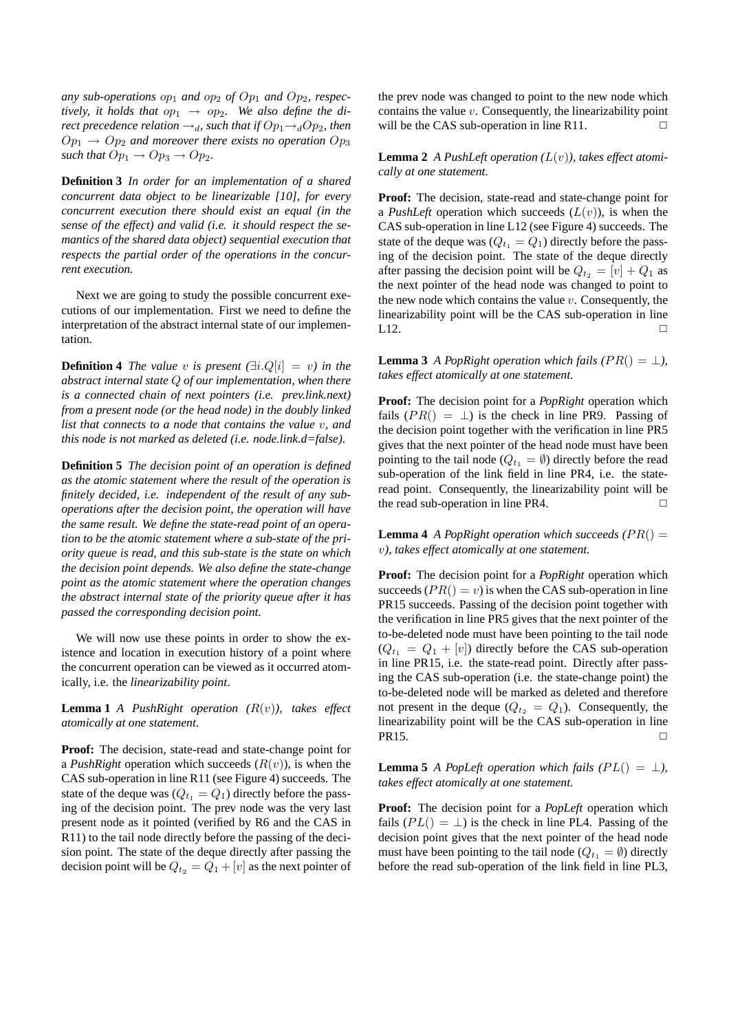*any sub-operations $op_1$ and $op_2$ of $Op_1$ and $Op_2$, respectively, it holds that $op_1 \rightarrow op_2$. We also define the direct precedence relation $\rightarrow_d$, such that if $Op_1 \rightarrow_d Op_2$, then $Op_1 \rightarrow Op_2$ and moreover there exists no operation $Op_3$ such that $Op_1 \rightarrow Op_3 \rightarrow Op_2$.*

**Definition 3** *In order for an implementation of a shared concurrent data object to be linearizable [10], for every concurrent execution there should exist an equal (in the sense of the effect) and valid (i.e. it should respect the semantics of the shared data object) sequential execution that respects the partial order of the operations in the concurrent execution.*

Next we are going to study the possible concurrent executions of our implementation. First we need to define the interpretation of the abstract internal state of our implementation.

**Definition 4** *The value $v$ is present ($\exists i.Q[i] = v$) in the abstract internal state $Q$ of our implementation, when there is a connected chain of next pointers (i.e. prev.link.next) from a present node (or the head node) in the doubly linked list that connects to a node that contains the value $v$, and this node is not marked as deleted (i.e. node.link.d=false).*

**Definition 5** *The decision point of an operation is defined as the atomic statement where the result of the operation is finitely decided, i.e. independent of the result of any sub-operations after the decision point, the operation will have the same result. We define the state-read point of an operation to be the atomic statement where a sub-state of the priority queue is read, and this sub-state is the state on which the decision point depends. We also define the state-change point as the atomic statement where the operation changes the abstract internal state of the priority queue after it has passed the corresponding decision point.*

We will now use these points in order to show the existence and location in execution history of a point where the concurrent operation can be viewed as it occurred atomically, i.e. the *linearizability point*.

**Lemma 1** *A PushRight operation ($R(v)$), takes effect atomically at one statement.*

**Proof:** The decision, state-read and state-change point for a *PushRight* operation which succeeds ($R(v)$), is when the CAS sub-operation in line R11 (see Figure 4) succeeds. The state of the deque was ($Q_{t_1} = Q_1$) directly before the passing of the decision point. The prev node was the very last present node as it pointed (verified by R6 and the CAS in R11) to the tail node directly before the passing of the decision point. The state of the deque directly after passing the decision point will be $Q_{t_2} = Q_1 + [v]$ as the next pointer of the prev node was changed to point to the new node which contains the value $v$. Consequently, the linearizability point will be the CAS sub-operation in line R11. □

**Lemma 2** *A PushLeft operation ($L(v)$), takes effect atomically at one statement.*

**Proof:** The decision, state-read and state-change point for a *PushLeft* operation which succeeds ($L(v)$), is when the CAS sub-operation in line L12 (see Figure 4) succeeds. The state of the deque was ($Q_{t_1} = Q_1$) directly before the passing of the decision point. The state of the deque directly after passing the decision point will be $Q_{t_2} = [v] + Q_1$ as the next pointer of the head node was changed to point to the new node which contains the value $v$. Consequently, the linearizability point will be the CAS sub-operation in line L12. □

**Lemma 3** *A PopRight operation which fails ($PR() = \perp$), takes effect atomically at one statement.*

**Proof:** The decision point for a *PopRight* operation which fails ($PR() = \perp$) is the check in line PR9. Passing of the decision point together with the verification in line PR5 gives that the next pointer of the head node must have been pointing to the tail node ($Q_{t_1} = \emptyset$) directly before the read sub-operation of the link field in line PR4, i.e. the state-read point. Consequently, the linearizability point will be the read sub-operation in line PR4. □

**Lemma 4** *A PopRight operation which succeeds ($PR() = v$), takes effect atomically at one statement.*

**Proof:** The decision point for a *PopRight* operation which succeeds ($PR() = v$) is when the CAS sub-operation in line PR15 succeeds. Passing of the decision point together with the verification in line PR5 gives that the next pointer of the to-be-deleted node must have been pointing to the tail node ($Q_{t_1} = Q_1 + [v]$) directly before the CAS sub-operation in line PR15, i.e. the state-read point. Directly after passing the CAS sub-operation (i.e. the state-change point) the to-be-deleted node will be marked as deleted and therefore not present in the deque ($Q_{t_2} = Q_1$). Consequently, the linearizability point will be the CAS sub-operation in line PR15. □

**Lemma 5** *A PopLeft operation which fails ($PL() = \perp$), takes effect atomically at one statement.*

**Proof:** The decision point for a *PopLeft* operation which fails ($PL() = \perp$) is the check in line PL4. Passing of the decision point gives that the next pointer of the head node must have been pointing to the tail node ($Q_{t_1} = \emptyset$) directly before the read sub-operation of the link field in line PL3,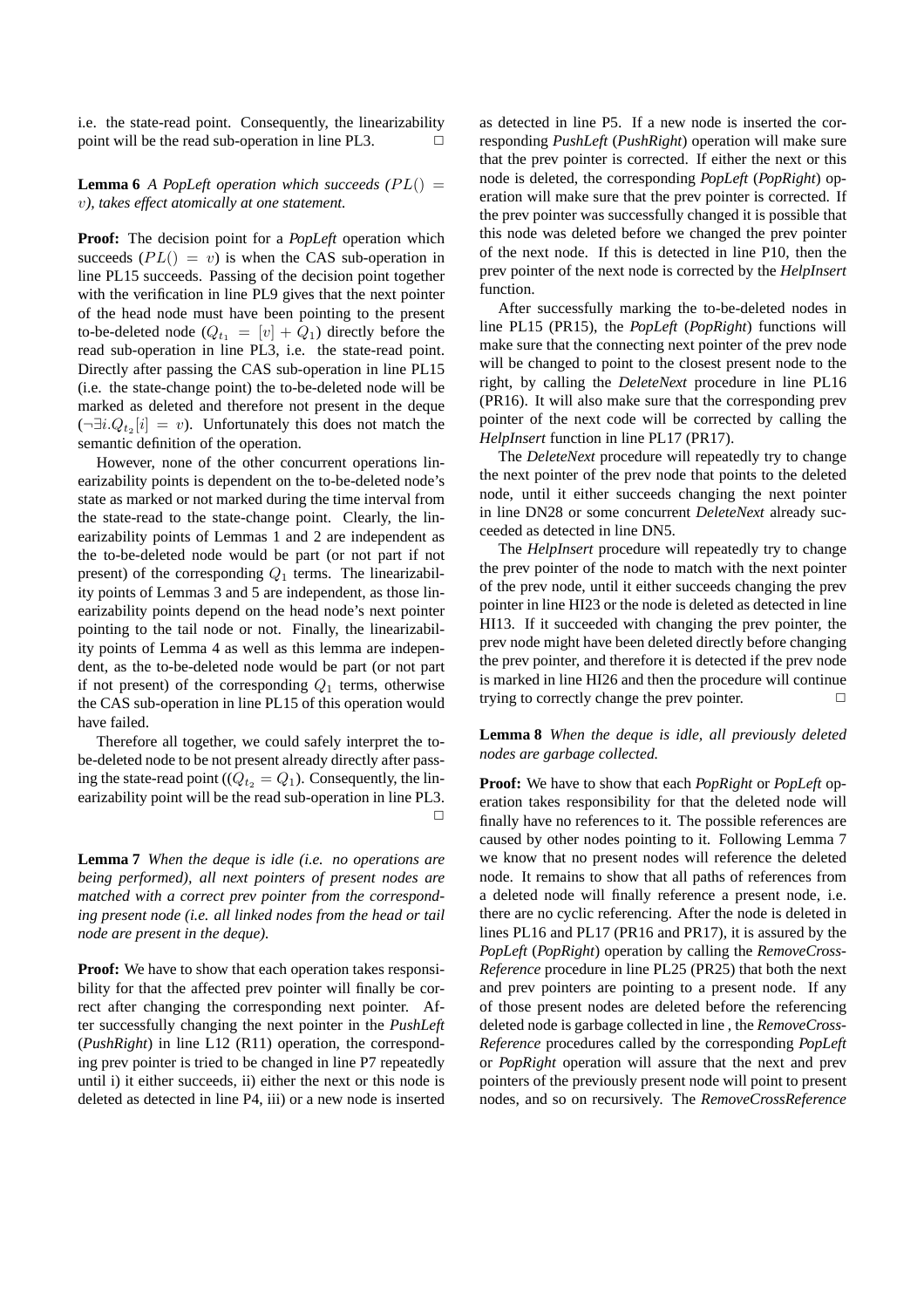i.e. the state-read point. Consequently, the linearizability point will be the read sub-operation in line PL3. □

**Lemma 6** *A PopLeft operation which succeeds ($PL() = v$), takes effect atomically at one statement.*

**Proof:** The decision point for a *PopLeft* operation which succeeds ($PL() = v$) is when the CAS sub-operation in line PL15 succeeds. Passing of the decision point together with the verification in line PL9 gives that the next pointer of the head node must have been pointing to the present to-be-deleted node ($Q_{t_1} = [v] + Q_1$) directly before the read sub-operation in line PL3, i.e. the state-read point. Directly after passing the CAS sub-operation in line PL15 (i.e. the state-change point) the to-be-deleted node will be marked as deleted and therefore not present in the deque ($\neg \exists i. Q_{t_2}[i] = v$). Unfortunately this does not match the semantic definition of the operation.

However, none of the other concurrent operations linearizability points is dependent on the to-be-deleted node's state as marked or not marked during the time interval from the state-read to the state-change point. Clearly, the linearizability points of Lemmas 1 and 2 are independent as the to-be-deleted node would be part (or not part if not present) of the corresponding $Q_1$ terms. The linearizability points of Lemmas 3 and 5 are independent, as those linearizability points depend on the head node's next pointer pointing to the tail node or not. Finally, the linearizability points of Lemma 4 as well as this lemma are independent, as the to-be-deleted node would be part (or not part if not present) of the corresponding $Q_1$ terms, otherwise the CAS sub-operation in line PL15 of this operation would have failed.

Therefore all together, we could safely interpret the to-be-deleted node to be not present already directly after passing the state-read point (($Q_{t_2} = Q_1$). Consequently, the linearizability point will be the read sub-operation in line PL3. □

**Lemma 7** *When the deque is idle (i.e. no operations are being performed), all next pointers of present nodes are matched with a correct prev pointer from the corresponding present node (i.e. all linked nodes from the head or tail node are present in the deque).*

**Proof:** We have to show that each operation takes responsibility for that the affected prev pointer will finally be correct after changing the corresponding next pointer. After successfully changing the next pointer in the *PushLeft* (*PushRight*) in line L12 (R11) operation, the corresponding prev pointer is tried to be changed in line P7 repeatedly until i) it either succeeds, ii) either the next or this node is deleted as detected in line P4, iii) or a new node is inserted as detected in line P5. If a new node is inserted the corresponding *PushLeft* (*PushRight*) operation will make sure that the prev pointer is corrected. If either the next or this node is deleted, the corresponding *PopLeft* (*PopRight*) operation will make sure that the prev pointer is corrected. If the prev pointer was successfully changed it is possible that this node was deleted before we changed the prev pointer of the next node. If this is detected in line P10, then the prev pointer of the next node is corrected by the *HelpInsert* function.

After successfully marking the to-be-deleted nodes in line PL15 (PR15), the *PopLeft* (*PopRight*) functions will make sure that the connecting next pointer of the prev node will be changed to point to the closest present node to the right, by calling the *DeleteNext* procedure in line PL16 (PR16). It will also make sure that the corresponding prev pointer of the next code will be corrected by calling the *HelpInsert* function in line PL17 (PR17).

The *DeleteNext* procedure will repeatedly try to change the next pointer of the prev node that points to the deleted node, until it either succeeds changing the next pointer in line DN28 or some concurrent *DeleteNext* already succeeded as detected in line DN5.

The *HelpInsert* procedure will repeatedly try to change the prev pointer of the node to match with the next pointer of the prev node, until it either succeeds changing the prev pointer in line HI23 or the node is deleted as detected in line HI13. If it succeeded with changing the prev pointer, the prev node might have been deleted directly before changing the prev pointer, and therefore it is detected if the prev node is marked in line HI26 and then the procedure will continue trying to correctly change the prev pointer. □

**Lemma 8** *When the deque is idle, all previously deleted nodes are garbage collected.*

**Proof:** We have to show that each *PopRight* or *PopLeft* operation takes responsibility for that the deleted node will finally have no references to it. The possible references are caused by other nodes pointing to it. Following Lemma 7 we know that no present nodes will reference the deleted node. It remains to show that all paths of references from a deleted node will finally reference a present node, i.e. there are no cyclic referencing. After the node is deleted in lines PL16 and PL17 (PR16 and PR17), it is assured by the *PopLeft* (*PopRight*) operation by calling the *RemoveCrossReference* procedure in line PL25 (PR25) that both the next and prev pointers are pointing to a present node. If any of those present nodes are deleted before the referencing deleted node is garbage collected in line , the *RemoveCrossReference* procedures called by the corresponding *PopLeft* or *PopRight* operation will assure that the next and prev pointers of the previously present node will point to present nodes, and so on recursively. The *RemoveCrossReference*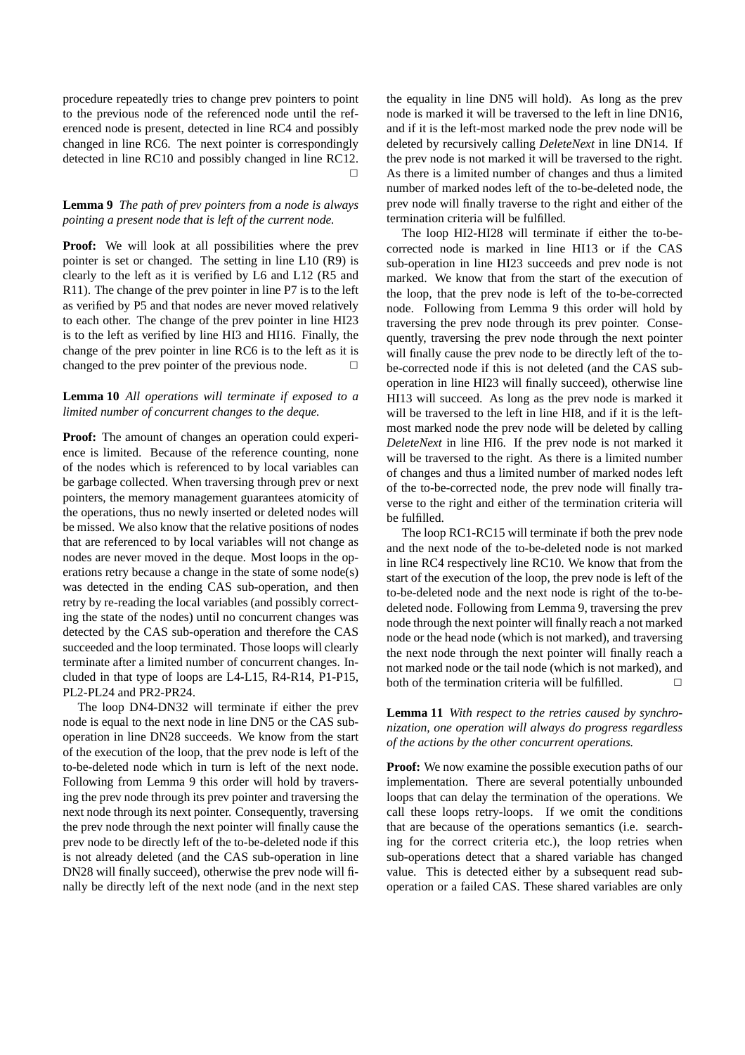procedure repeatedly tries to change prev pointers to point to the previous node of the referenced node until the referenced node is present, detected in line RC4 and possibly changed in line RC6. The next pointer is correspondingly detected in line RC10 and possibly changed in line RC12. □

**Lemma 9** *The path of prev pointers from a node is always pointing a present node that is left of the current node.*

**Proof:** We will look at all possibilities where the prev pointer is set or changed. The setting in line L10 (R9) is clearly to the left as it is verified by L6 and L12 (R5 and R11). The change of the prev pointer in line P7 is to the left as verified by P5 and that nodes are never moved relatively to each other. The change of the prev pointer in line HI23 is to the left as verified by line HI3 and HI16. Finally, the change of the prev pointer in line RC6 is to the left as it is changed to the prev pointer of the previous node. □

**Lemma 10** *All operations will terminate if exposed to a limited number of concurrent changes to the deque.*

**Proof:** The amount of changes an operation could experience is limited. Because of the reference counting, none of the nodes which is referenced to by local variables can be garbage collected. When traversing through prev or next pointers, the memory management guarantees atomicity of the operations, thus no newly inserted or deleted nodes will be missed. We also know that the relative positions of nodes that are referenced to by local variables will not change as nodes are never moved in the deque. Most loops in the operations retry because a change in the state of some node(s) was detected in the ending CAS sub-operation, and then retry by re-reading the local variables (and possibly correcting the state of the nodes) until no concurrent changes was detected by the CAS sub-operation and therefore the CAS succeeded and the loop terminated. Those loops will clearly terminate after a limited number of concurrent changes. Included in that type of loops are L4-L15, R4-R14, P1-P15, PL2-PL24 and PR2-PR24.

The loop DN4-DN32 will terminate if either the prev node is equal to the next node in line DN5 or the CAS sub-operation in line DN28 succeeds. We know from the start of the execution of the loop, that the prev node is left of the to-be-deleted node which in turn is left of the next node. Following from Lemma 9 this order will hold by traversing the prev node through its prev pointer and traversing the next node through its next pointer. Consequently, traversing the prev node through the next pointer will finally cause the prev node to be directly left of the to-be-deleted node if this is not already deleted (and the CAS sub-operation in line DN28 will finally succeed), otherwise the prev node will finally be directly left of the next node (and in the next step the equality in line DN5 will hold). As long as the prev node is marked it will be traversed to the left in line DN16, and if it is the left-most marked node the prev node will be deleted by recursively calling *DeleteNext* in line DN14. If the prev node is not marked it will be traversed to the right. As there is a limited number of changes and thus a limited number of marked nodes left of the to-be-deleted node, the prev node will finally traverse to the right and either of the termination criteria will be fulfilled.

The loop HI2-HI28 will terminate if either the to-be-corrected node is marked in line HI13 or if the CAS sub-operation in line HI23 succeeds and prev node is not marked. We know that from the start of the execution of the loop, that the prev node is left of the to-be-corrected node. Following from Lemma 9 this order will hold by traversing the prev node through its prev pointer. Consequently, traversing the prev node through the next pointer will finally cause the prev node to be directly left of the to-be-corrected node if this is not deleted (and the CAS sub-operation in line HI23 will finally succeed), otherwise line HI13 will succeed. As long as the prev node is marked it will be traversed to the left in line HI8, and if it is the left-most marked node the prev node will be deleted by calling *DeleteNext* in line HI6. If the prev node is not marked it will be traversed to the right. As there is a limited number of changes and thus a limited number of marked nodes left of the to-be-corrected node, the prev node will finally traverse to the right and either of the termination criteria will be fulfilled.

The loop RC1-RC15 will terminate if both the prev node and the next node of the to-be-deleted node is not marked in line RC4 respectively line RC10. We know that from the start of the execution of the loop, the prev node is left of the to-be-deleted node and the next node is right of the to-be-deleted node. Following from Lemma 9, traversing the prev node through the next pointer will finally reach a not marked node or the head node (which is not marked), and traversing the next node through the next pointer will finally reach a not marked node or the tail node (which is not marked), and both of the termination criteria will be fulfilled. □

**Lemma 11** *With respect to the retries caused by synchronization, one operation will always do progress regardless of the actions by the other concurrent operations.*

**Proof:** We now examine the possible execution paths of our implementation. There are several potentially unbounded loops that can delay the termination of the operations. We call these loops retry-loops. If we omit the conditions that are because of the operations semantics (i.e. searching for the correct criteria etc.), the loop retries when sub-operations detect that a shared variable has changed value. This is detected either by a subsequent read sub-operation or a failed CAS. These shared variables are only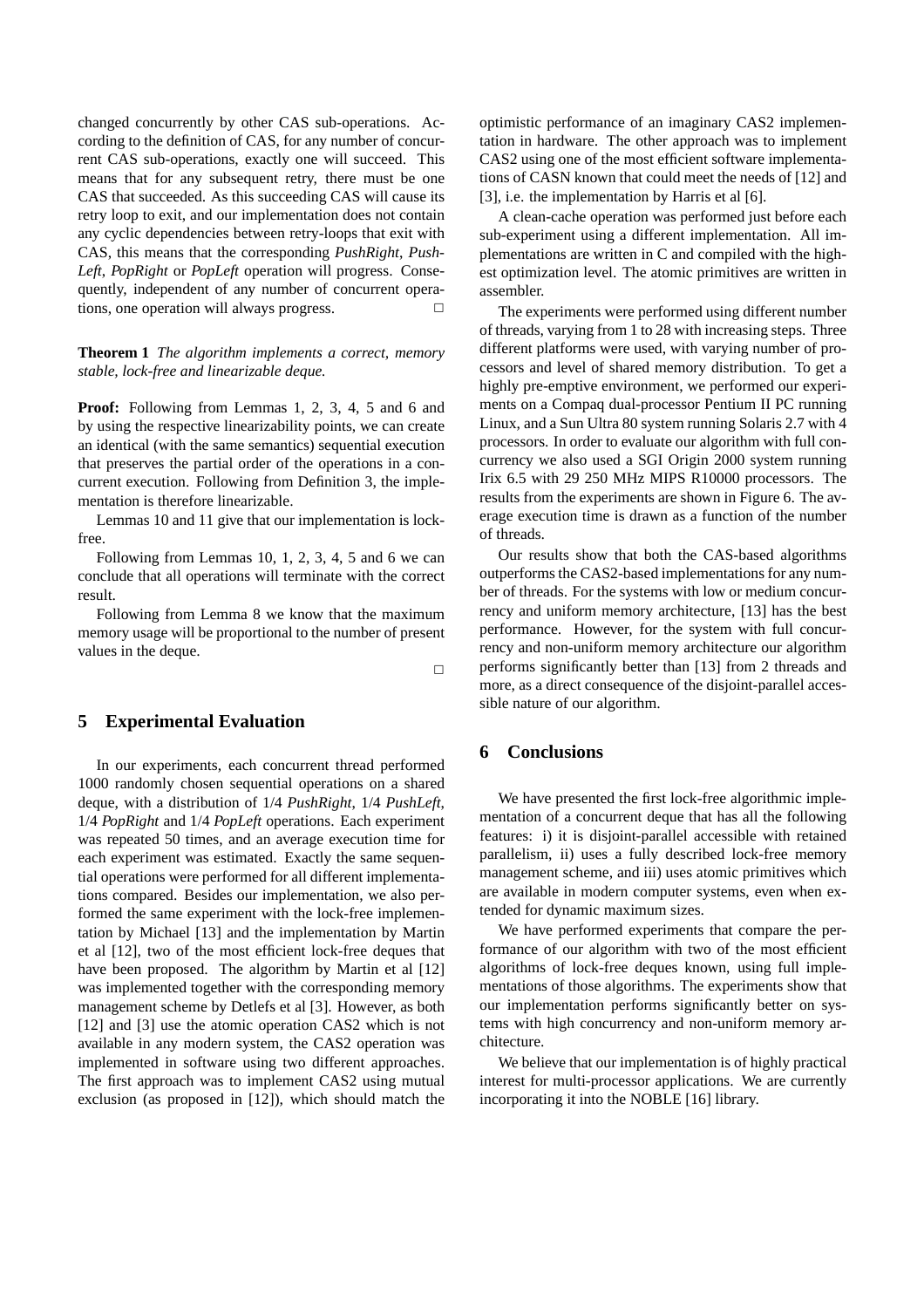changed concurrently by other CAS sub-operations. According to the definition of CAS, for any number of concurrent CAS sub-operations, exactly one will succeed. This means that for any subsequent retry, there must be one CAS that succeeded. As this succeeding CAS will cause its retry loop to exit, and our implementation does not contain any cyclic dependencies between retry-loops that exit with CAS, this means that the corresponding *PushRight*, *PushLeft*, *PopRight* or *PopLeft* operation will progress. Consequently, independent of any number of concurrent operations, one operation will always progress. □

**Theorem 1** *The algorithm implements a correct, memory stable, lock-free and linearizable deque.*

**Proof:** Following from Lemmas 1, 2, 3, 4, 5 and 6 and by using the respective linearizability points, we can create an identical (with the same semantics) sequential execution that preserves the partial order of the operations in a concurrent execution. Following from Definition 3, the implementation is therefore linearizable.

Lemmas 10 and 11 give that our implementation is lock-free.

Following from Lemmas 10, 1, 2, 3, 4, 5 and 6 we can conclude that all operations will terminate with the correct result.

Following from Lemma 8 we know that the maximum memory usage will be proportional to the number of present values in the deque.

□

## 5 Experimental Evaluation

In our experiments, each concurrent thread performed 1000 randomly chosen sequential operations on a shared deque, with a distribution of 1/4 *PushRight*, 1/4 *PushLeft*, 1/4 *PopRight* and 1/4 *PopLeft* operations. Each experiment was repeated 50 times, and an average execution time for each experiment was estimated. Exactly the same sequential operations were performed for all different implementations compared. Besides our implementation, we also performed the same experiment with the lock-free implementation by Michael [13] and the implementation by Martin et al [12], two of the most efficient lock-free deques that have been proposed. The algorithm by Martin et al [12] was implemented together with the corresponding memory management scheme by Detlefs et al [3]. However, as both [12] and [3] use the atomic operation CAS2 which is not available in any modern system, the CAS2 operation was implemented in software using two different approaches. The first approach was to implement CAS2 using mutual exclusion (as proposed in [12]), which should match the optimistic performance of an imaginary CAS2 implementation in hardware. The other approach was to implement CAS2 using one of the most efficient software implementations of CASN known that could meet the needs of [12] and [3], i.e. the implementation by Harris et al [6].

A clean-cache operation was performed just before each sub-experiment using a different implementation. All implementations are written in C and compiled with the highest optimization level. The atomic primitives are written in assembler.

The experiments were performed using different number of threads, varying from 1 to 28 with increasing steps. Three different platforms were used, with varying number of processors and level of shared memory distribution. To get a highly pre-emptive environment, we performed our experiments on a Compaq dual-processor Pentium II PC running Linux, and a Sun Ultra 80 system running Solaris 2.7 with 4 processors. In order to evaluate our algorithm with full concurrency we also used a SGI Origin 2000 system running Irix 6.5 with 29 250 MHz MIPS R10000 processors. The results from the experiments are shown in Figure 6. The average execution time is drawn as a function of the number of threads.

Our results show that both the CAS-based algorithms outperforms the CAS2-based implementations for any number of threads. For the systems with low or medium concurrency and uniform memory architecture, [13] has the best performance. However, for the system with full concurrency and non-uniform memory architecture our algorithm performs significantly better than [13] from 2 threads and more, as a direct consequence of the disjoint-parallel accessible nature of our algorithm.

## 6 Conclusions

We have presented the first lock-free algorithmic implementation of a concurrent deque that has all the following features: i) it is disjoint-parallel accessible with retained parallelism, ii) uses a fully described lock-free memory management scheme, and iii) uses atomic primitives which are available in modern computer systems, even when extended for dynamic maximum sizes.

We have performed experiments that compare the performance of our algorithm with two of the most efficient algorithms of lock-free deques known, using full implementations of those algorithms. The experiments show that our implementation performs significantly better on systems with high concurrency and non-uniform memory architecture.

We believe that our implementation is of highly practical interest for multi-processor applications. We are currently incorporating it into the NOBLE [16] library.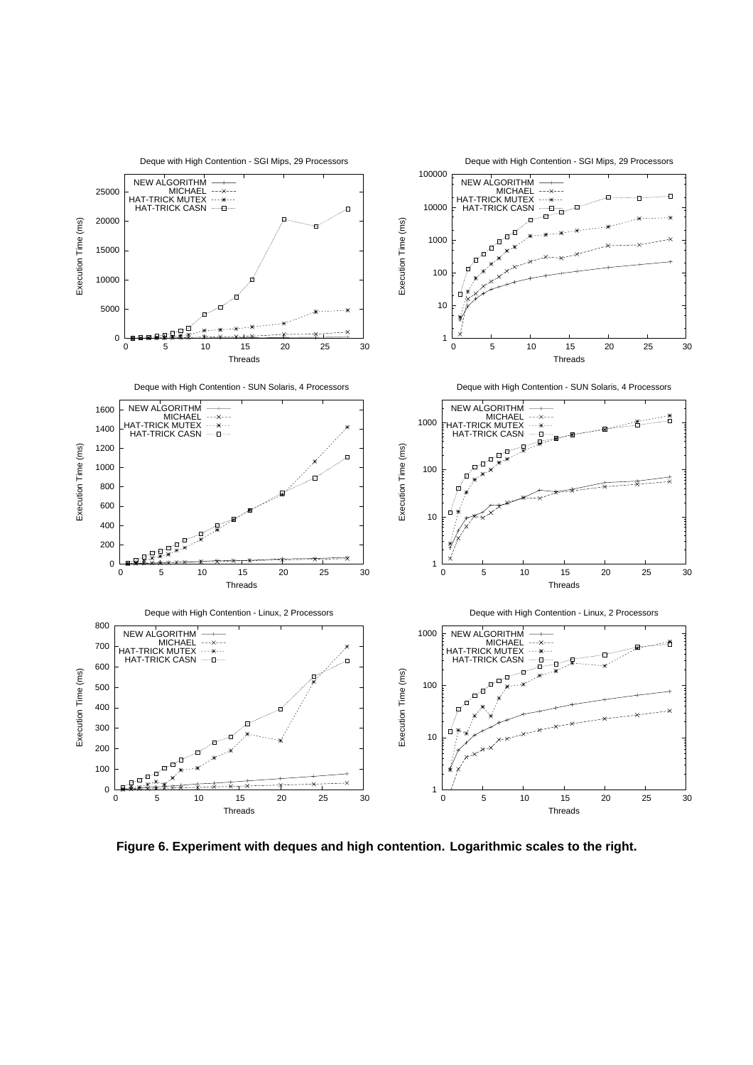**Figure 6. Experiment with deques and high contention. Logarithmic scales to the right.**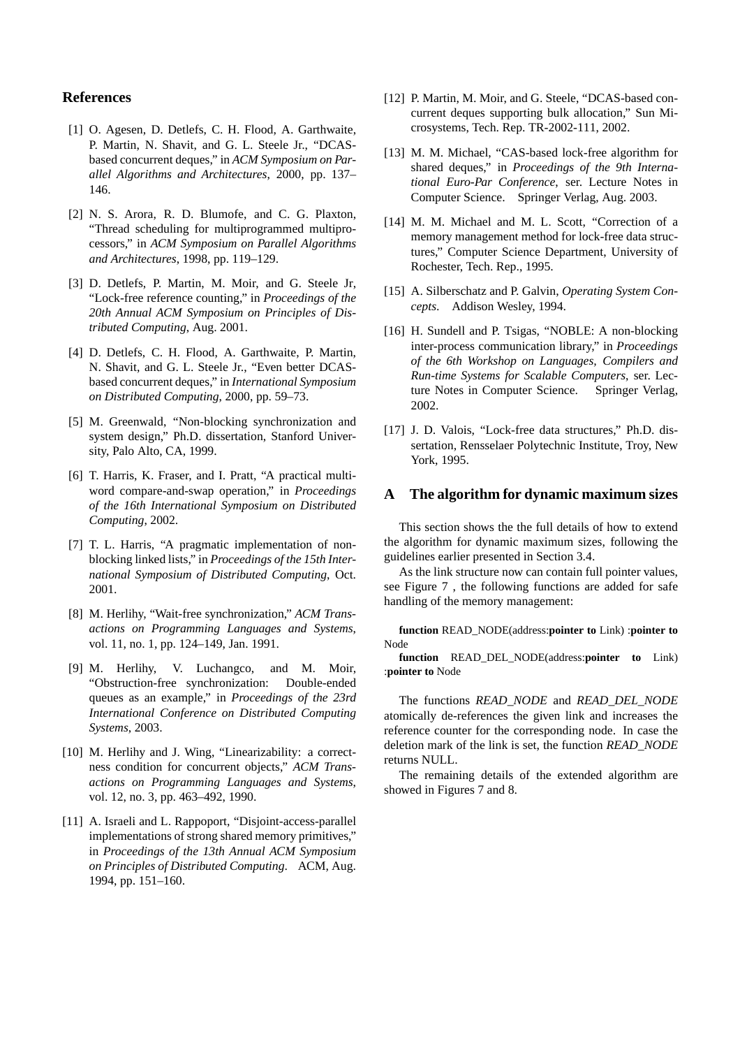## References

[1] O. Agesen, D. Detlefs, C. H. Flood, A. Garthwaite, P. Martin, N. Shavit, and G. L. Steele Jr., "DCAS-based concurrent deques," in *ACM Symposium on Parallel Algorithms and Architectures*, 2000, pp. 137–146.

[2] N. S. Arora, R. D. Blumofe, and C. G. Plaxton, "Thread scheduling for multiprogrammed multiprocessors," in *ACM Symposium on Parallel Algorithms and Architectures*, 1998, pp. 119–129.

[3] D. Detlefs, P. Martin, M. Moir, and G. Steele Jr, "Lock-free reference counting," in *Proceedings of the 20th Annual ACM Symposium on Principles of Distributed Computing*, Aug. 2001.

[4] D. Detlefs, C. H. Flood, A. Garthwaite, P. Martin, N. Shavit, and G. L. Steele Jr., "Even better DCAS-based concurrent deques," in *International Symposium on Distributed Computing*, 2000, pp. 59–73.

[5] M. Greenwald, "Non-blocking synchronization and system design," Ph.D. dissertation, Stanford University, Palo Alto, CA, 1999.

[6] T. Harris, K. Fraser, and I. Pratt, "A practical multi-word compare-and-swap operation," in *Proceedings of the 16th International Symposium on Distributed Computing*, 2002.

[7] T. L. Harris, "A pragmatic implementation of non-blocking linked lists," in *Proceedings of the 15th International Symposium of Distributed Computing*, Oct. 2001.

[8] M. Herlihy, "Wait-free synchronization," *ACM Transactions on Programming Languages and Systems*, vol. 11, no. 1, pp. 124–149, Jan. 1991.

[9] M. Herlihy, V. Luchangco, and M. Moir, "Obstruction-free synchronization: Double-ended queues as an example," in *Proceedings of the 23rd International Conference on Distributed Computing Systems*, 2003.

[10] M. Herlihy and J. Wing, "Linearizability: a correctness condition for concurrent objects," *ACM Transactions on Programming Languages and Systems*, vol. 12, no. 3, pp. 463–492, 1990.

[11] A. Israeli and L. Rappoport, "Disjoint-access-parallel implementations of strong shared memory primitives," in *Proceedings of the 13th Annual ACM Symposium on Principles of Distributed Computing*. ACM, Aug. 1994, pp. 151–160.

[12] P. Martin, M. Moir, and G. Steele, "DCAS-based concurrent deques supporting bulk allocation," Sun Microsystems, Tech. Rep. TR-2002-111, 2002.

[13] M. M. Michael, "CAS-based lock-free algorithm for shared deques," in *Proceedings of the 9th International Euro-Par Conference*, ser. Lecture Notes in Computer Science. Springer Verlag, Aug. 2003.

[14] M. M. Michael and M. L. Scott, "Correction of a memory management method for lock-free data structures," Computer Science Department, University of Rochester, Tech. Rep., 1995.

[15] A. Silberschatz and P. Galvin, *Operating System Concepts*. Addison Wesley, 1994.

[16] H. Sundell and P. Tsigas, "NOBLE: A non-blocking inter-process communication library," in *Proceedings of the 6th Workshop on Languages, Compilers and Run-time Systems for Scalable Computers*, ser. Lecture Notes in Computer Science. Springer Verlag, 2002.

[17] J. D. Valois, "Lock-free data structures," Ph.D. dissertation, Rensselaer Polytechnic Institute, Troy, New York, 1995.

## A The algorithm for dynamic maximum sizes

This section shows the the full details of how to extend the algorithm for dynamic maximum sizes, following the guidelines earlier presented in Section 3.4.

As the link structure now can contain full pointer values, see Figure 7 , the following functions are added for safe handling of the memory management:

**function** READ_NODE(address:**pointer to** Link) :**pointer to** Node

**function** READ_DEL_NODE(address:**pointer to** Link) :**pointer to** Node

The functions *READ_NODE* and *READ_DEL_NODE* atomically de-references the given link and increases the reference counter for the corresponding node. In case the deletion mark of the link is set, the function *READ_NODE* returns NULL.

The remaining details of the extended algorithm are showed in Figures 7 and 8.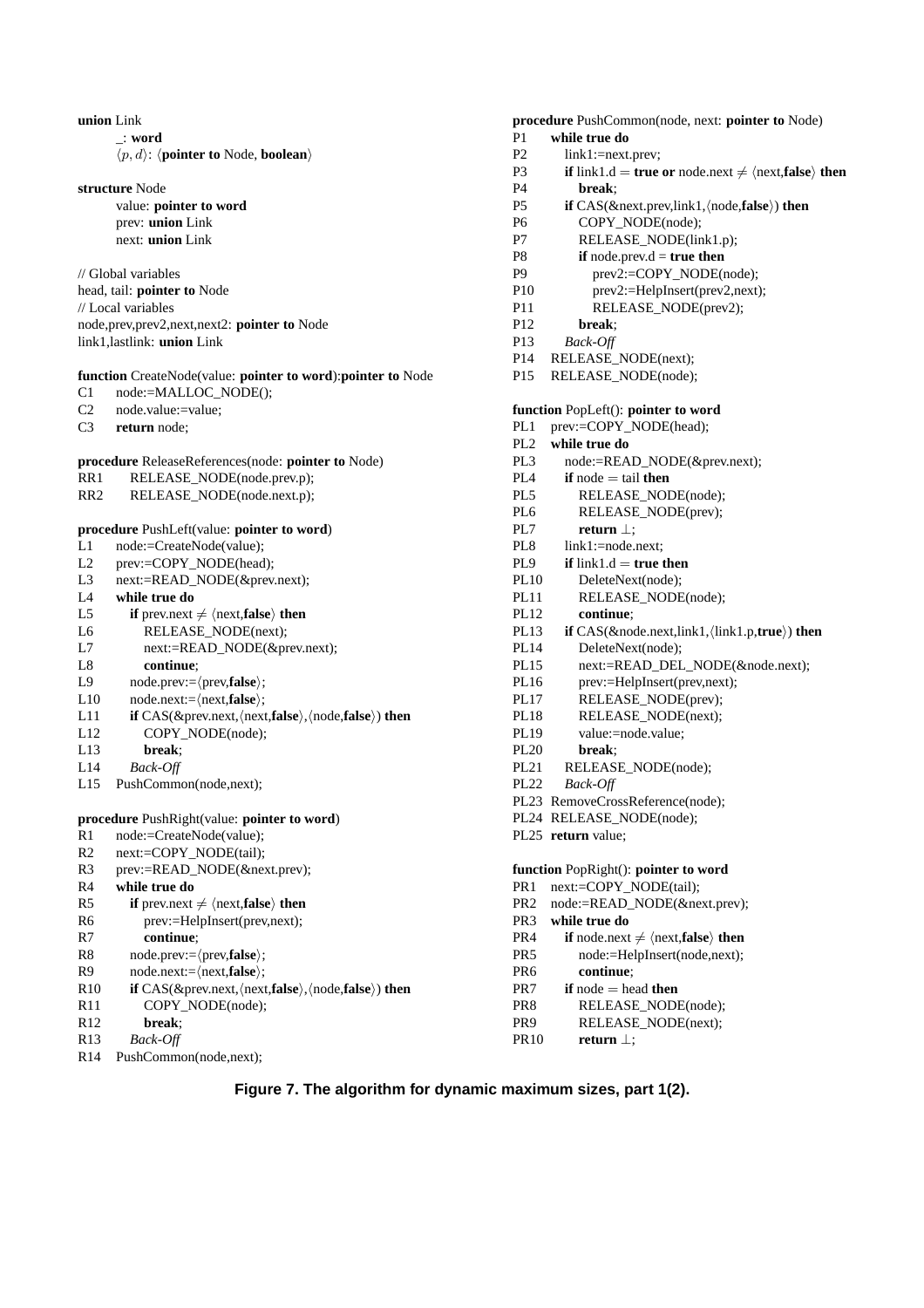```
union Link
    _: word
    ⟨p, d⟩: ⟨pointer to Node, boolean⟩

structure Node
    value: pointer to word
    prev: union Link
    next: union Link

// Global variables
head, tail: pointer to Node
// Local variables
node,prev,prev2,next,next2: pointer to Node
link1,lastlink: union Link

function CreateNode(value: pointer to word):pointer to Node
C1    node:=MALLOC_NODE();
C2    node.value:=value;
C3    return node;

procedure ReleaseReferences(node: pointer to Node)
RR1   RELEASE_NODE(node.prev.p);
RR2   RELEASE_NODE(node.next.p);

procedure PushLeft(value: pointer to word)
L1    node:=CreateNode(value);
L2    prev:=COPY_NODE(head);
L3    next:=READ_NODE(&prev.next);
L4    while true do
L5        if prev.next ≠ ⟨next,false⟩ then
L6            RELEASE_NODE(next);
L7            next:=READ_NODE(&prev.next);
L8            continue;
L9        node.prev:=⟨prev,false⟩;
L10       node.next:=⟨next,false⟩;
L11       if CAS(&prev.next,⟨next,false⟩,⟨node,false⟩) then
L12           COPY_NODE(node);
L13           break;
L14       Back-Off
L15   PushCommon(node,next);

procedure PushRight(value: pointer to word)
R1    node:=CreateNode(value);
R2    next:=COPY_NODE(tail);
R3    prev:=READ_NODE(&next.prev);
R4    while true do
R5        if prev.next ≠ ⟨next,false⟩ then
R6            prev:=HelpInsert(prev,next);
R7            continue;
R8        node.prev:=⟨prev,false⟩;
R9        node.next:=⟨next,false⟩;
R10       if CAS(&prev.next,⟨next,false⟩,⟨node,false⟩) then
R11           COPY_NODE(node);
R12           break;
R13       Back-Off
R14   PushCommon(node,next);

procedure PushCommon(node, next: pointer to Node)
P1    while true do
P2        link1:=next.prev;
P3        if link1.d = true or node.next ≠ ⟨next,false⟩ then
P4            break;
P5        if CAS(&next.prev,link1,⟨node,false⟩) then
P6            COPY_NODE(node);
P7            RELEASE_NODE(link1.p);
P8            if node.prev.d = true then
P9                prev2:=COPY_NODE(node);
P10               prev2:=HelpInsert(prev2,next);
P11               RELEASE_NODE(prev2);
P12           break;
P13       Back-Off
P14   RELEASE_NODE(next);
P15   RELEASE_NODE(node);

function PopLeft(): pointer to word
PL1   prev:=COPY_NODE(head);
PL2   while true do
PL3       node:=READ_NODE(&prev.next);
PL4       if node = tail then
PL5           RELEASE_NODE(node);
PL6           RELEASE_NODE(prev);
PL7           return ⊥;
PL8       link1:=node.next;
PL9       if link1.d = true then
PL10          DeleteNext(node);
PL11          RELEASE_NODE(node);
PL12          continue;
PL13      if CAS(&node.next,link1,⟨link1.p,true⟩) then
PL14          DeleteNext(node);
PL15          next:=READ_DEL_NODE(&node.next);
PL16          prev:=HelpInsert(prev,next);
PL17          RELEASE_NODE(prev);
PL18          RELEASE_NODE(next);
PL19          value:=node.value;
PL20          break;
PL21      RELEASE_NODE(node);
PL22      Back-Off
PL23  RemoveCrossReference(node);
PL24  RELEASE_NODE(node);
PL25  return value;

function PopRight(): pointer to word
PR1   next:=COPY_NODE(tail);
PR2   node:=READ_NODE(&next.prev);
PR3   while true do
PR4       if node.next ≠ ⟨next,false⟩ then
PR5           node:=HelpInsert(node,next);
PR6           continue;
PR7       if node = head then
PR8           RELEASE_NODE(node);
PR9           RELEASE_NODE(next);
PR10          return ⊥;
```

**Figure 7. The algorithm for dynamic maximum sizes, part 1(2).**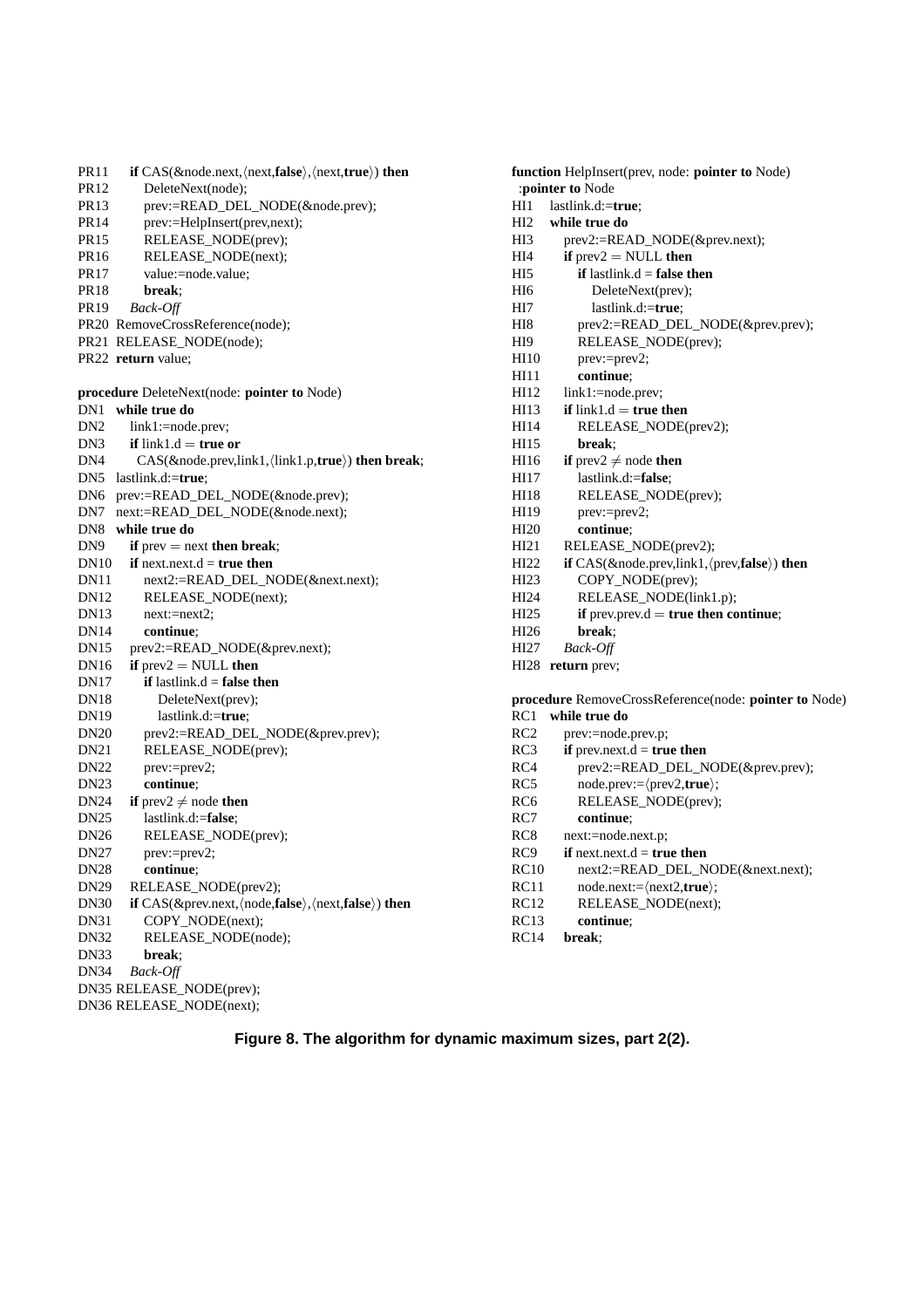```
PR11    if CAS(&node.next,⟨next,false⟩,⟨next,true⟩) then
PR12       DeleteNext(node);
PR13       prev:=READ_DEL_NODE(&node.prev);
PR14       prev:=HelpInsert(prev,next);
PR15       RELEASE_NODE(prev);
PR16       RELEASE_NODE(next);
PR17       value:=node.value;
PR18       break;
PR19    Back-Off
PR20  RemoveCrossReference(node);
PR21  RELEASE_NODE(node);
PR22  return value;

procedure DeleteNext(node: pointer to Node)
DN1   while true do
DN2      link1:=node.prev;
DN3      if link1.d = true or
DN4        CAS(&node.prev,link1,⟨link1.p,true⟩) then break;
DN5   lastlink.d:=true;
DN6   prev:=READ_DEL_NODE(&node.prev);
DN7   next:=READ_DEL_NODE(&node.next);
DN8   while true do
DN9      if prev = next then break;
DN10     if next.next.d = true then
DN11        next2:=READ_DEL_NODE(&next.next);
DN12        RELEASE_NODE(next);
DN13        next:=next2;
DN14        continue;
DN15     prev2:=READ_NODE(&prev.next);
DN16     if prev2 = NULL then
DN17        if lastlink.d = false then
DN18           DeleteNext(prev);
DN19           lastlink.d:=true;
DN20        prev2:=READ_DEL_NODE(&prev.prev);
DN21        RELEASE_NODE(prev);
DN22        prev:=prev2;
DN23        continue;
DN24     if prev2 ≠ node then
DN25        lastlink.d:=false;
DN26        RELEASE_NODE(prev);
DN27        prev:=prev2;
DN28        continue;
DN29     RELEASE_NODE(prev2);
DN30     if CAS(&prev.next,⟨node,false⟩,⟨next,false⟩) then
DN31        COPY_NODE(next);
DN32        RELEASE_NODE(node);
DN33        break;
DN34     Back-Off
DN35  RELEASE_NODE(prev);
DN36  RELEASE_NODE(next);

function HelpInsert(prev, node: pointer to Node)
  :pointer to Node
HI1   lastlink.d:=true;
HI2   while true do
HI3      prev2:=READ_NODE(&prev.next);
HI4      if prev2 = NULL then
HI5         if lastlink.d = false then
HI6            DeleteNext(prev);
HI7            lastlink.d:=true;
HI8         prev2:=READ_DEL_NODE(&prev.prev);
HI9         RELEASE_NODE(prev);
HI10        prev:=prev2;
HI11        continue;
HI12     link1:=node.prev;
HI13     if link1.d = true then
HI14        RELEASE_NODE(prev2);
HI15        break;
HI16     if prev2 ≠ node then
HI17        lastlink.d:=false;
HI18        RELEASE_NODE(prev);
HI19        prev:=prev2;
HI20        continue;
HI21     RELEASE_NODE(prev2);
HI22     if CAS(&node.prev,link1,⟨prev,false⟩) then
HI23        COPY_NODE(prev);
HI24        RELEASE_NODE(link1.p);
HI25        if prev.prev.d = true then continue;
HI26        break;
HI27     Back-Off
HI28  return prev;

procedure RemoveCrossReference(node: pointer to Node)
RC1   while true do
RC2      prev:=node.prev.p;
RC3      if prev.next.d = true then
RC4         prev2:=READ_DEL_NODE(&prev.prev);
RC5         node.prev:=⟨prev2,true⟩;
RC6         RELEASE_NODE(prev);
RC7         continue;
RC8      next:=node.next.p;
RC9      if next.next.d = true then
RC10        next2:=READ_DEL_NODE(&next.next);
RC11        node.next:=⟨next2,true⟩;
RC12        RELEASE_NODE(next);
RC13        continue;
RC14     break;
```

**Figure 8. The algorithm for dynamic maximum sizes, part 2(2).**